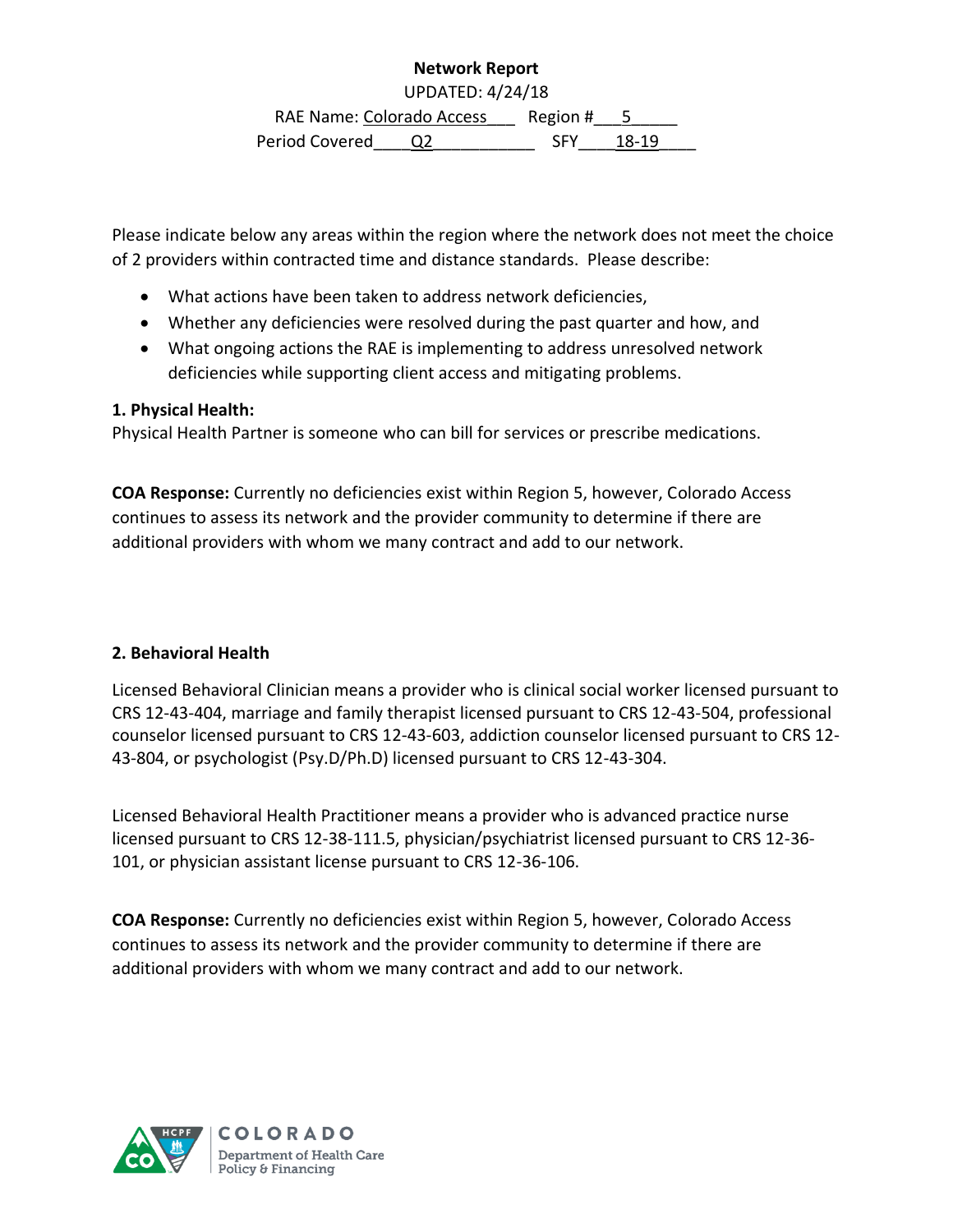**Network Report**

UPDATED: 4/24/18

RAE Name: Colorado Access Region # 5

Period Covered Q2 SFY 18-19

Please indicate below any areas within the region where the network does not meet the choice of 2 providers within contracted time and distance standards. Please describe:

- What actions have been taken to address network deficiencies,
- Whether any deficiencies were resolved during the past quarter and how, and
- What ongoing actions the RAE is implementing to address unresolved network deficiencies while supporting client access and mitigating problems.

**1. Physical Health:**

Physical Health Partner is someone who can bill for services or prescribe medications.

**COA Response:** Currently no deficiencies exist within Region 5, however, Colorado Access continues to assess its network and the provider community to determine if there are additional providers with whom we many contract and add to our network.

**2. Behavioral Health**

Licensed Behavioral Clinician means a provider who is clinical social worker licensed pursuant to CRS 12-43-404, marriage and family therapist licensed pursuant to CRS 12-43-504, professional counselor licensed pursuant to CRS 12-43-603, addiction counselor licensed pursuant to CRS 12-43-804, or psychologist (Psy.D/Ph.D) licensed pursuant to CRS 12-43-304.

Licensed Behavioral Health Practitioner means a provider who is advanced practice nurse licensed pursuant to CRS 12-38-111.5, physician/psychiatrist licensed pursuant to CRS 12-36-101, or physician assistant license pursuant to CRS 12-36-106.

**COA Response:** Currently no deficiencies exist within Region 5, however, Colorado Access continues to assess its network and the provider community to determine if there are additional providers with whom we many contract and add to our network.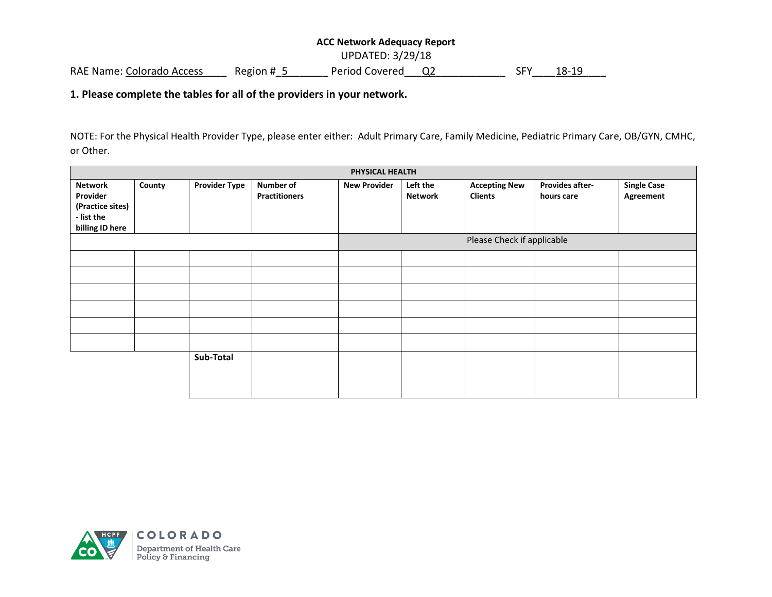**ACC Network Adequacy Report**

UPDATED: 3/29/18

RAE Name: Colorado Access____ Region #_5_______ Period Covered___Q2____________ SFY____18-19____

**1. Please complete the tables for all of the providers in your network.**

NOTE: For the Physical Health Provider Type, please enter either: Adult Primary Care, Family Medicine, Pediatric Primary Care, OB/GYN, CMHC, or Other.

| **PHYSICAL HEALTH** | | | | | | | | |
|---|---|---|---|---|---|---|---|---|
| **Network Provider (Practice sites) - list the billing ID here** | **County** | **Provider Type** | **Number of Practitioners** | **New Provider** | **Left the Network** | **Accepting New Clients** | **Provides after-hours care** | **Single Case Agreement** |
| | | | | Please Check if applicable | | | | |
| | | | | | | | | |
| | | | | | | | | |
| | | | | | | | | |
| | | | | | | | | |
| | | | | | | | | |
| | | | | | | | | |
| | | **Sub-Total** | | | | | | |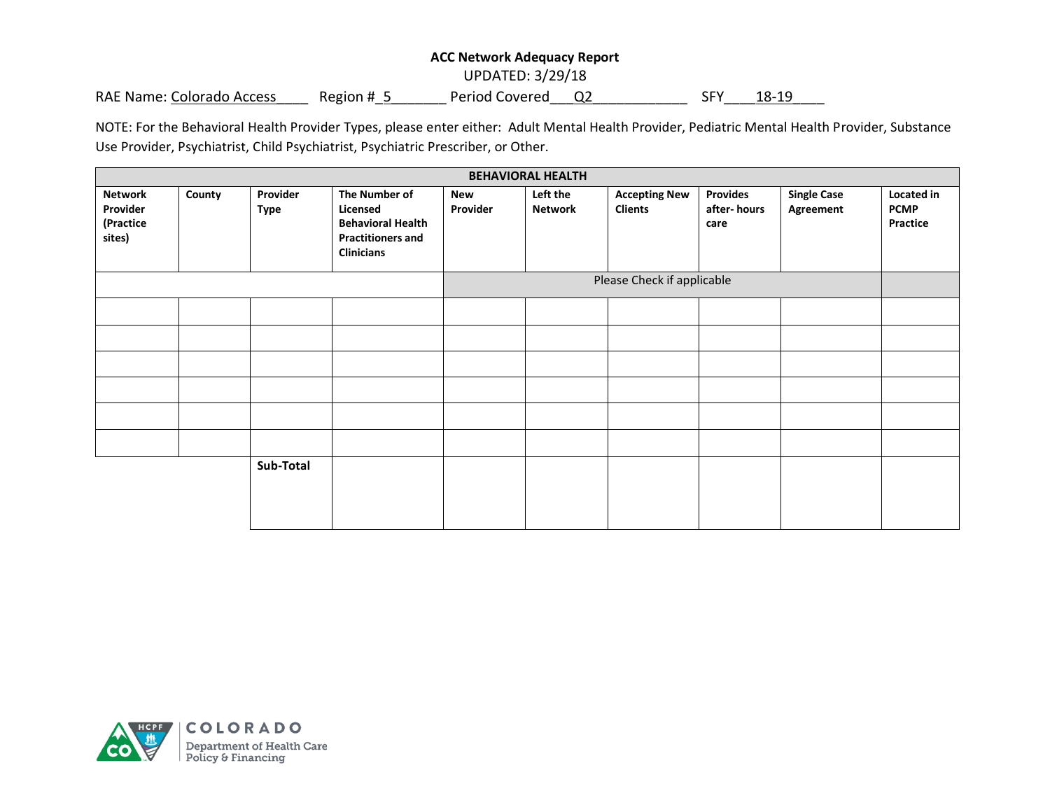**ACC Network Adequacy Report**

UPDATED: 3/29/18

RAE Name: Colorado Access Region # 5 Period Covered Q2 SFY 18-19

NOTE: For the Behavioral Health Provider Types, please enter either: Adult Mental Health Provider, Pediatric Mental Health Provider, Substance Use Provider, Psychiatrist, Child Psychiatrist, Psychiatric Prescriber, or Other.

| **BEHAVIORAL HEALTH** | | | | | | | | | |
|---|---|---|---|---|---|---|---|---|---|
| **Network Provider (Practice sites)** | **County** | **Provider Type** | **The Number of Licensed Behavioral Health Practitioners and Clinicians** | **New Provider** | **Left the Network** | **Accepting New Clients** | **Provides after- hours care** | **Single Case Agreement** | **Located in PCMP Practice** |
| | | | | Please Check if applicable | | | | | |
| | | | | | | | | | |
| | | | | | | | | | |
| | | | | | | | | | |
| | | | | | | | | | |
| | | | | | | | | | |
| | | | | | | | | | |
| | | **Sub-Total** | | | | | | | |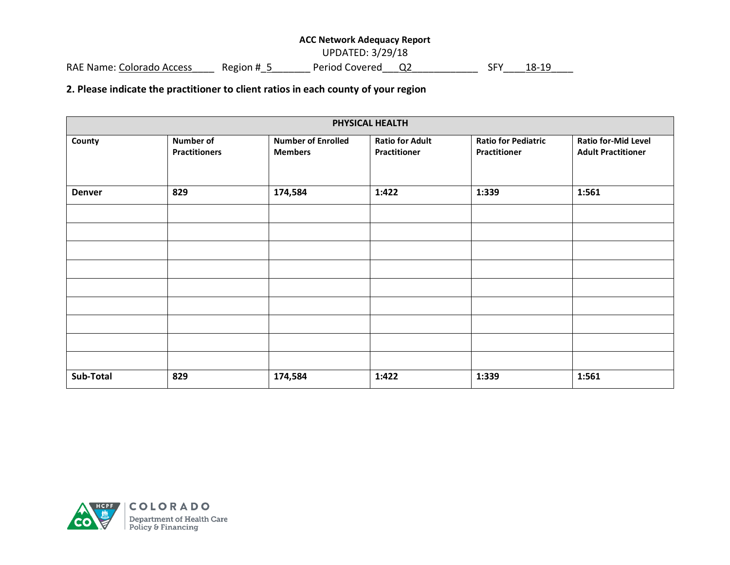**ACC Network Adequacy Report**

UPDATED: 3/29/18

RAE Name: Colorado Access____ Region #_5_______ Period Covered___Q2____________ SFY____18-19____

**2. Please indicate the practitioner to client ratios in each county of your region**

| PHYSICAL HEALTH | | | | | |
|---|---|---|---|---|---|
| **County** | **Number of Practitioners** | **Number of Enrolled Members** | **Ratio for Adult Practitioner** | **Ratio for Pediatric Practitioner** | **Ratio for-Mid Level Adult Practitioner** |
| **Denver** | **829** | **174,584** | **1:422** | **1:339** | **1:561** |
| | | | | | |
| | | | | | |
| | | | | | |
| | | | | | |
| | | | | | |
| | | | | | |
| | | | | | |
| | | | | | |
| | | | | | |
| **Sub-Total** | **829** | **174,584** | **1:422** | **1:339** | **1:561** |

COLORADO
Department of Health Care Policy & Financing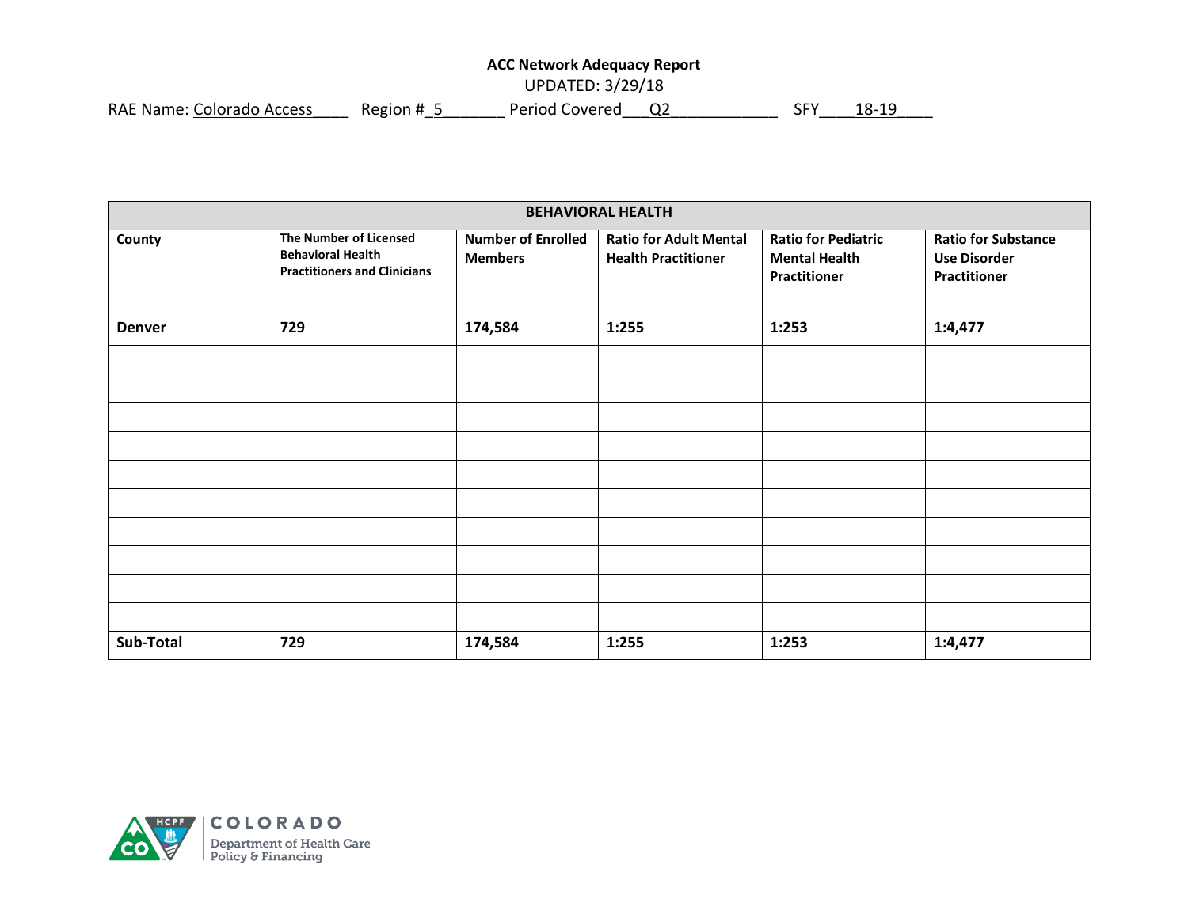**ACC Network Adequacy Report**

UPDATED: 3/29/18

RAE Name: Colorado Access____ Region #_5_______ Period Covered___Q2____________ SFY____18-19____

| BEHAVIORAL HEALTH | | | | | |
|---|---|---|---|---|---|
| **County** | **The Number of Licensed Behavioral Health Practitioners and Clinicians** | **Number of Enrolled Members** | **Ratio for Adult Mental Health Practitioner** | **Ratio for Pediatric Mental Health Practitioner** | **Ratio for Substance Use Disorder Practitioner** |
| **Denver** | **729** | **174,584** | **1:255** | **1:253** | **1:4,477** |
| | | | | | |
| | | | | | |
| | | | | | |
| | | | | | |
| | | | | | |
| | | | | | |
| | | | | | |
| | | | | | |
| | | | | | |
| | | | | | |
| **Sub-Total** | **729** | **174,584** | **1:255** | **1:253** | **1:4,477** |

COLORADO Department of Health Care Policy & Financing